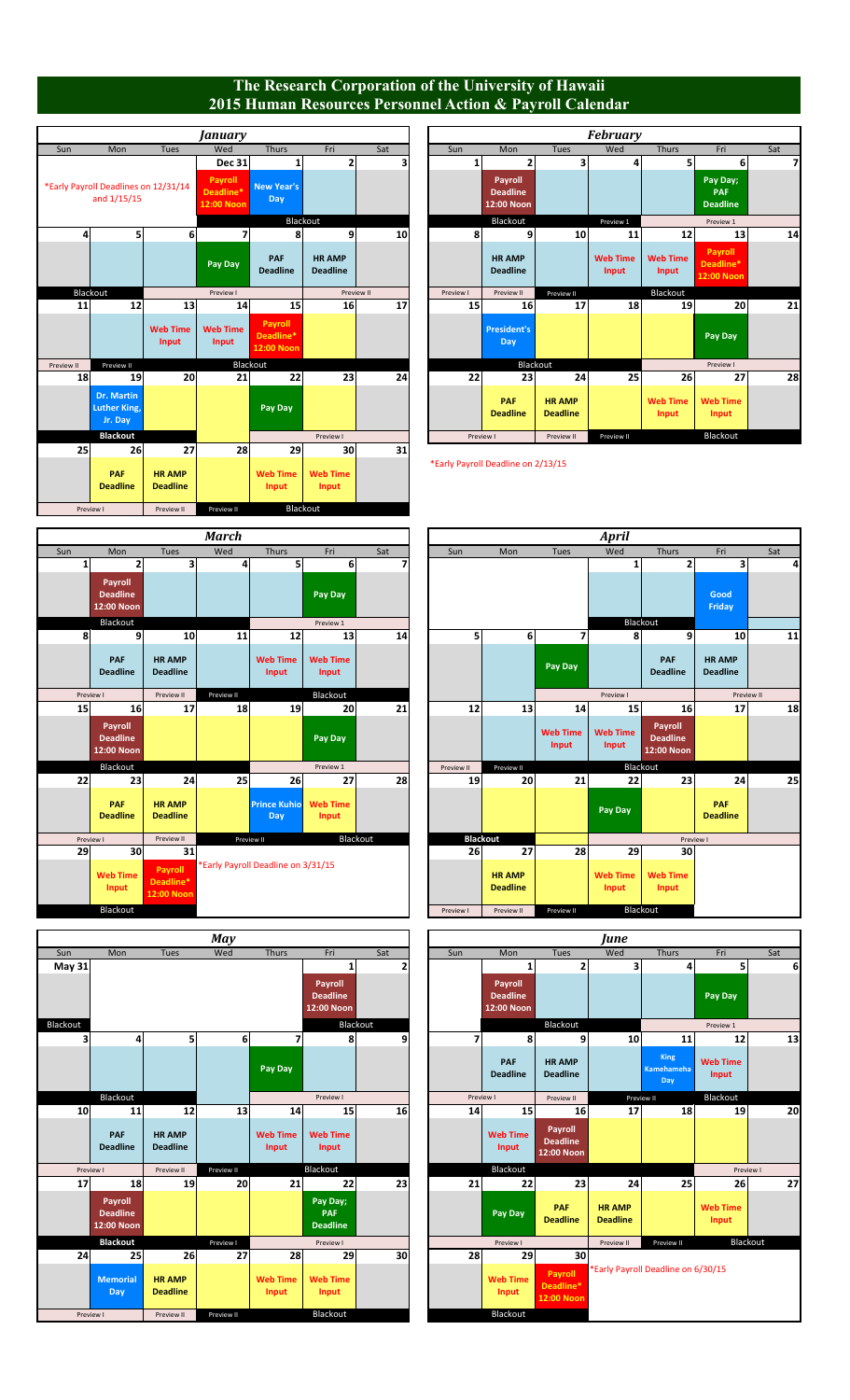# The Research Corporation of the University of Hawaii
# 2015 Human Resources Personnel Action & Payroll Calendar

## January

| Sun | Mon | Tues | Wed | Thurs | Fri | Sat |
|---|---|---|---|---|---|---|
| *Early Payroll Deadlines on 12/31/14 and 1/15/15 | | | Dec 31 Payroll Deadline* 12:00 Noon | 1 New Year's Day | 2 | 3 |
| | | | | Blackout | | |
| 4 | 5 | 6 | 7 Pay Day | 8 PAF Deadline | 9 HR AMP Deadline | 10 |
| Blackout | | | Preview I | | Preview II | |
| 11 | 12 | 13 Web Time Input | 14 Web Time Input | 15 Payroll Deadline* 12:00 Noon | 16 | 17 |
| Preview II | Preview II | | Blackout | | | |
| 18 | 19 Dr. Martin Luther King, Jr. Day | 20 | 21 | 22 Pay Day | 23 | 24 |
| | Blackout | | | | Preview I | |
| 25 | 26 PAF Deadline | 27 HR AMP Deadline | 28 | 29 Web Time Input | 30 Web Time Input | 31 |
| | Preview I | Preview II | Preview II | Blackout | | |

## February

| Sun | Mon | Tues | Wed | Thurs | Fri | Sat |
|---|---|---|---|---|---|---|
| 1 | 2 Payroll Deadline 12:00 Noon | 3 | 4 | 5 | 6 Pay Day; PAF Deadline | 7 |
| | Blackout | | Preview 1 | | Preview 1 | |
| 8 | 9 HR AMP Deadline | 10 | 11 Web Time Input | 12 Web Time Input | 13 Payroll Deadline* 12:00 Noon | 14 |
| Preview I | Preview II | Preview II | | Blackout | | |
| 15 | 16 President's Day | 17 | 18 | 19 | 20 Pay Day | 21 |
| | Blackout | | | | Preview I | |
| 22 | 23 PAF Deadline | 24 HR AMP Deadline | 25 | 26 Web Time Input | 27 Web Time Input | 28 |
| | Preview I | Preview II | Preview II | | Blackout | |

*Early Payroll Deadline on 2/13/15

## March

| Sun | Mon | Tues | Wed | Thurs | Fri | Sat |
|---|---|---|---|---|---|---|
| 1 | 2 Payroll Deadline 12:00 Noon | 3 | 4 | 5 | 6 Pay Day | 7 |
| | Blackout | | | | Preview 1 | |
| 8 | 9 PAF Deadline | 10 HR AMP Deadline | 11 | 12 Web Time Input | 13 Web Time Input | 14 |
| | Preview I | Preview II | Preview II | | Blackout | |
| 15 | 16 Payroll Deadline 12:00 Noon | 17 | 18 | 19 | 20 Pay Day | 21 |
| | Blackout | | | | Preview 1 | |
| 22 | 23 PAF Deadline | 24 HR AMP Deadline | 25 | 26 Prince Kuhio Day | 27 Web Time Input | 28 |
| | Preview I | Preview II | Preview II | | Blackout | |
| 29 | 30 Web Time Input | 31 Payroll Deadline* 12:00 Noon | *Early Payroll Deadline on 3/31/15 | | | |
| | Blackout | | | | | |

## April

| Sun | Mon | Tues | Wed | Thurs | Fri | Sat |
|---|---|---|---|---|---|---|
| | | | 1 | 2 | 3 Good Friday | 4 |
| | | | Blackout | | | |
| 5 | 6 | 7 Pay Day | 8 | 9 PAF Deadline | 10 HR AMP Deadline | 11 |
| | | | Preview I | | Preview II | |
| 12 | 13 | 14 Web Time Input | 15 Web Time Input | 16 Payroll Deadline 12:00 Noon | 17 | 18 |
| Preview II | Preview II | | Blackout | | | |
| 19 | 20 | 21 | 22 Pay Day | 23 | 24 PAF Deadline | 25 |
| Blackout | | | Preview I | | | |
| 26 | 27 HR AMP Deadline | 28 | 29 Web Time Input | 30 Web Time Input | | |
| Preview I | Preview II | Preview II | Blackout | | | |

## May

| Sun | Mon | Tues | Wed | Thurs | Fri | Sat |
|---|---|---|---|---|---|---|
| May 31 | | | | | 1 Payroll Deadline 12:00 Noon | 2 |
| Blackout | | | | | Blackout | |
| 3 | 4 | 5 | 6 | 7 Pay Day | 8 | 9 |
| | Blackout | | | | Preview I | |
| 10 | 11 PAF Deadline | 12 HR AMP Deadline | 13 | 14 Web Time Input | 15 Web Time Input | 16 |
| | Preview I | Preview II | Preview II | | Blackout | |
| 17 | 18 Payroll Deadline 12:00 Noon | 19 | 20 | 21 | 22 Pay Day; PAF Deadline | 23 |
| | Blackout | | Preview I | | Preview I | |
| 24 | 25 Memorial Day | 26 HR AMP Deadline | 27 | 28 Web Time Input | 29 Web Time Input | 30 |
| | Preview I | Preview II | Preview II | | Blackout | |

## June

| Sun | Mon | Tues | Wed | Thurs | Fri | Sat |
|---|---|---|---|---|---|---|
| | 1 Payroll Deadline 12:00 Noon | 2 | 3 | 4 | 5 Pay Day | 6 |
| | | Blackout | | | Preview 1 | |
| 7 | 8 PAF Deadline | 9 HR AMP Deadline | 10 | 11 King Kamehameha Day | 12 Web Time Input | 13 |
| | Preview I | Preview II | Preview II | | Blackout | |
| 14 | 15 Web Time Input | 16 Payroll Deadline 12:00 Noon | 17 | 18 | 19 | 20 |
| | Blackout | | | | Preview I | |
| 21 | 22 Pay Day | 23 PAF Deadline | 24 HR AMP Deadline | 25 | 26 Web Time Input | 27 |
| | Preview I | | Preview II | Preview II | Blackout | |
| 28 | 29 Web Time Input | 30 Payroll Deadline* 12:00 Noon | *Early Payroll Deadline on 6/30/15 | | | |
| | Blackout | | | | | |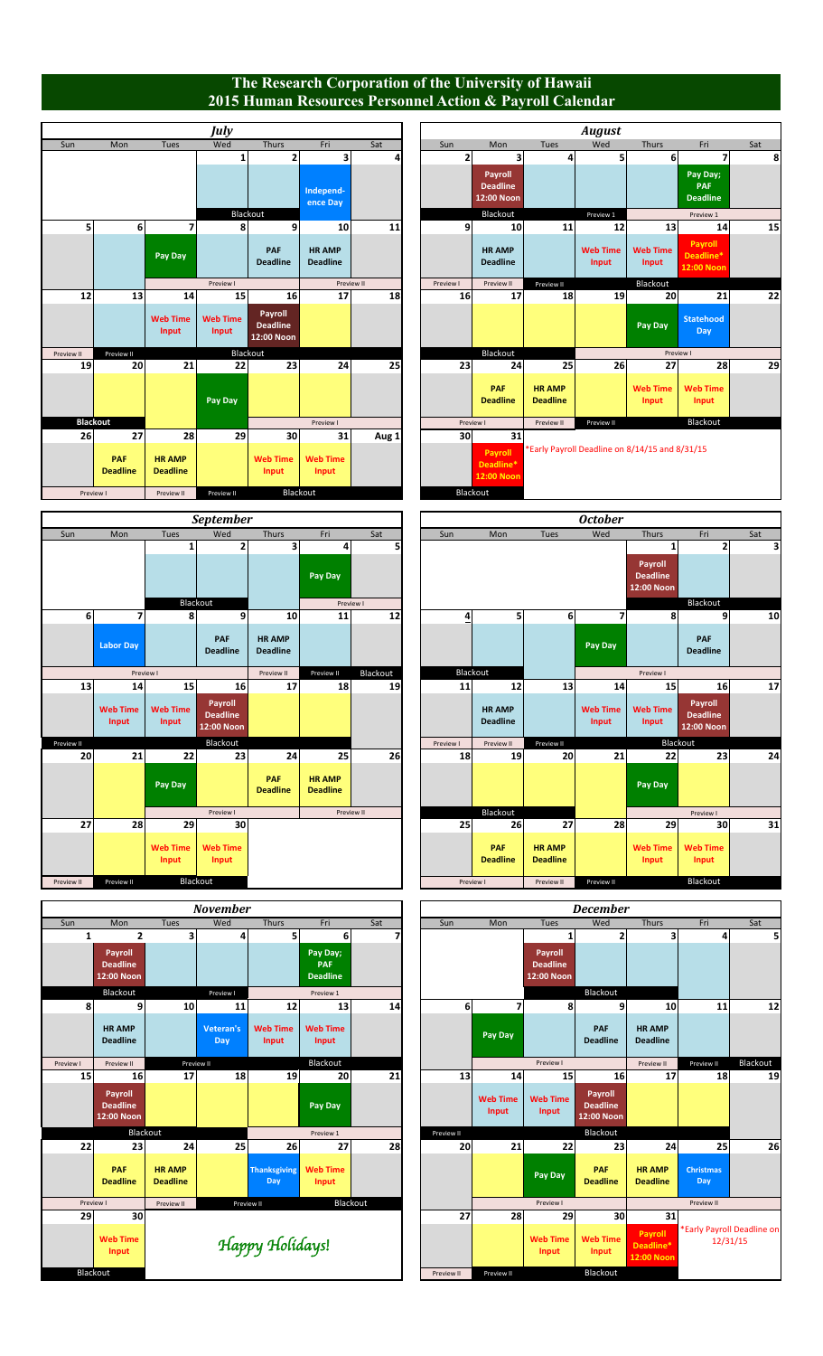# The Research Corporation of the University of Hawaii
# 2015 Human Resources Personnel Action & Payroll Calendar

## *July*

| Sun | Mon | Tues | Wed | Thurs | Fri | Sat |
|---|---|---|---|---|---|---|
| | | | 1 | 2 | 3 Independence Day | 4 |
| | | | Blackout | Blackout | | |
| 5 | 6 | 7 Pay Day | 8 | 9 PAF Deadline | 10 HR AMP Deadline | 11 |
| | | | Preview I | | Preview II | Preview II |
| 12 | 13 | 14 Web Time Input | 15 Web Time Input | 16 Payroll Deadline 12:00 Noon | 17 | 18 |
| Preview II | Preview II | Blackout | Blackout | Blackout | | |
| 19 | 20 | 21 | 22 Pay Day | 23 | 24 | 25 |
| Blackout | Blackout | | | | Preview I | |
| 26 | 27 PAF Deadline | 28 HR AMP Deadline | 29 | 30 Web Time Input | 31 Web Time Input | Aug 1 |
| | Preview I | Preview II | Preview II | Blackout | Blackout | |

## *August*

| Sun | Mon | Tues | Wed | Thurs | Fri | Sat |
|---|---|---|---|---|---|---|
| 2 | 3 Payroll Deadline 12:00 Noon | 4 | 5 | 6 | 7 Pay Day; PAF Deadline | 8 |
| | Blackout | | Preview 1 | | Preview 1 | |
| 9 | 10 HR AMP Deadline | 11 | 12 Web Time Input | 13 Web Time Input | 14 Payroll Deadline* 12:00 Noon | 15 |
| Preview I | Preview II | Preview II | | Blackout | | |
| 16 | 17 | 18 | 19 | 20 Pay Day | 21 Statehood Day | 22 |
| | Blackout | | | Preview I | | |
| 23 | 24 PAF Deadline | 25 HR AMP Deadline | 26 | 27 Web Time Input | 28 Web Time Input | 29 |
| | Preview I | Preview II | Preview II | | Blackout | |
| 30 | 31 Payroll Deadline* 12:00 Noon | | | | | |
| Blackout | Blackout | | | | | |

*Early Payroll Deadline on 8/14/15 and 8/31/15

## *September*

| Sun | Mon | Tues | Wed | Thurs | Fri | Sat |
|---|---|---|---|---|---|---|
| | | 1 | 2 | 3 | 4 Pay Day | 5 |
| | | Blackout | Blackout | | Preview I | |
| 6 | 7 Labor Day | 8 | 9 PAF Deadline | 10 HR AMP Deadline | 11 | 12 |
| | Preview I | | | Preview II | Preview II | Blackout |
| 13 | 14 Web Time Input | 15 Web Time Input | 16 Payroll Deadline 12:00 Noon | 17 | 18 | 19 |
| Preview II | | | Blackout | | | |
| 20 | 21 | 22 Pay Day | 23 | 24 PAF Deadline | 25 HR AMP Deadline | 26 |
| | | | Preview I | | Preview II | |
| 27 | 28 | 29 Web Time Input | 30 Web Time Input | | | |
| Preview II | Preview II | Blackout | Blackout | | | |

## *October*

| Sun | Mon | Tues | Wed | Thurs | Fri | Sat |
|---|---|---|---|---|---|---|
| | | | | 1 Payroll Deadline 12:00 Noon | 2 | 3 |
| | | | | | Blackout | |
| 4 | 5 | 6 | 7 Pay Day | 8 | 9 PAF Deadline | 10 |
| Blackout | | | | Preview I | | |
| 11 | 12 HR AMP Deadline | 13 | 14 Web Time Input | 15 Web Time Input | 16 Payroll Deadline 12:00 Noon | 17 |
| Preview I | Preview II | Preview II | | Blackout | Blackout | |
| 18 | 19 | 20 | 21 | 22 Pay Day | 23 | 24 |
| | Blackout | | | | Preview I | |
| 25 | 26 PAF Deadline | 27 HR AMP Deadline | 28 | 29 Web Time Input | 30 Web Time Input | 31 |
| | Preview I | Preview II | Preview II | | Blackout | |

## *November*

| Sun | Mon | Tues | Wed | Thurs | Fri | Sat |
|---|---|---|---|---|---|---|
| 1 | 2 Payroll Deadline 12:00 Noon | 3 | 4 | 5 | 6 Pay Day; PAF Deadline | 7 |
| | Blackout | | Preview I | | Preview 1 | |
| 8 | 9 HR AMP Deadline | 10 | 11 Veteran's Day | 12 Web Time Input | 13 Web Time Input | 14 |
| Preview I | Preview II | Preview II | | | Blackout | |
| 15 | 16 Payroll Deadline 12:00 Noon | 17 | 18 | 19 | 20 Pay Day | 21 |
| | Blackout | | | | Preview 1 | |
| 22 | 23 PAF Deadline | 24 HR AMP Deadline | 25 | 26 Thanksgiving Day | 27 Web Time Input | 28 |
| | Preview I | Preview II | Preview II | | Blackout | |
| 29 | 30 Web Time Input | | | | | |
| | Blackout | | | | | |

*Happy Holidays!*

## *December*

| Sun | Mon | Tues | Wed | Thurs | Fri | Sat |
|---|---|---|---|---|---|---|
| | | 1 Payroll Deadline 12:00 Noon | 2 | 3 | 4 | 5 |
| | | | Blackout | | | |
| 6 | 7 Pay Day | 8 | 9 PAF Deadline | 10 HR AMP Deadline | 11 | 12 |
| | | Preview I | | Preview II | Preview II | Blackout |
| 13 | 14 Web Time Input | 15 Web Time Input | 16 Payroll Deadline 12:00 Noon | 17 | 18 | 19 |
| Preview II | | | Blackout | | | |
| 20 | 21 | 22 Pay Day | 23 PAF Deadline | 24 HR AMP Deadline | 25 Christmas Day | 26 |
| | | Preview I | | | Preview II | |
| 27 | 28 | 29 Web Time Input | 30 Web Time Input | 31 Payroll Deadline* 12:00 Noon | | |
| Preview II | Preview II | | Blackout | | | |

*Early Payroll Deadline on 12/31/15